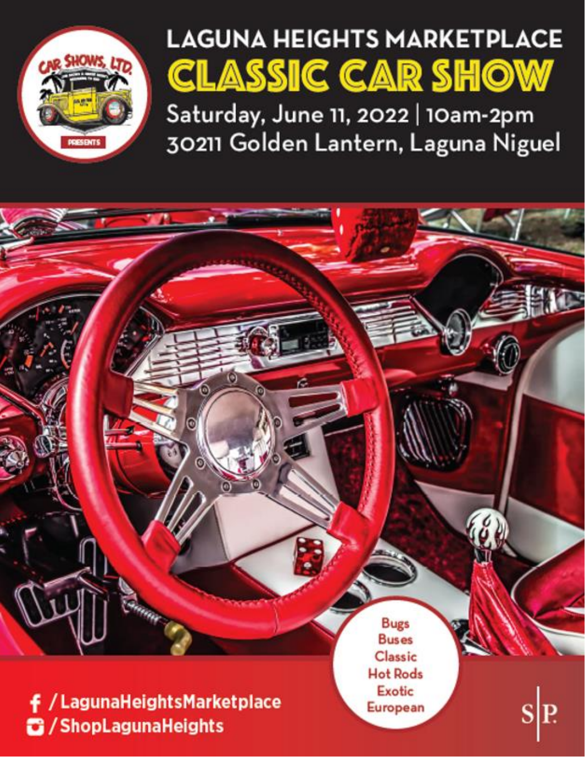# LAGUNA HEIGHTS MARKETPLACE

# CLASSIC CAR SHOW

Saturday, June 11, 2022 | 10am-2pm

30211 Golden Lantern, Laguna Niguel

Bugs
Buses
Classic
Hot Rods
Exotic
European

f /LagunaHeightsMarketplace

/ShopLagunaHeights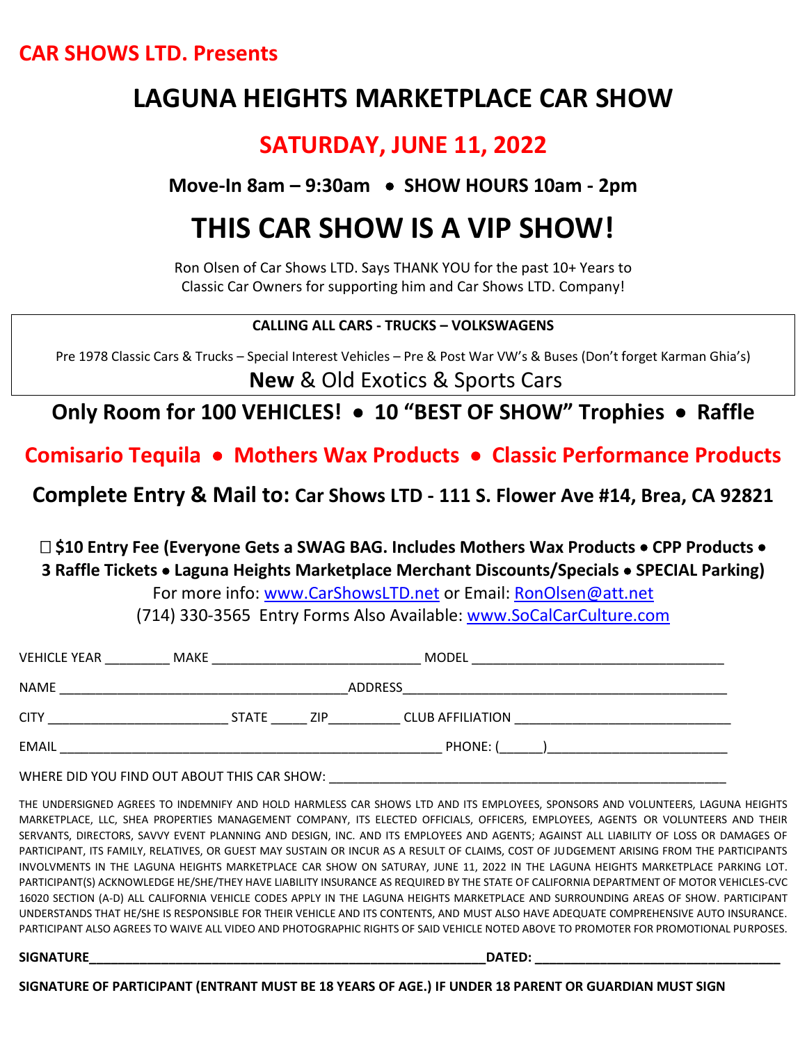**CAR SHOWS LTD. Presents**

# LAGUNA HEIGHTS MARKETPLACE CAR SHOW

## SATURDAY, JUNE 11, 2022

**Move-In 8am – 9:30am • SHOW HOURS 10am - 2pm**

# THIS CAR SHOW IS A VIP SHOW!

Ron Olsen of Car Shows LTD. Says THANK YOU for the past 10+ Years to Classic Car Owners for supporting him and Car Shows LTD. Company!

**CALLING ALL CARS - TRUCKS – VOLKSWAGENS**

Pre 1978 Classic Cars & Trucks – Special Interest Vehicles – Pre & Post War VW's & Buses (Don't forget Karman Ghia's)

**New** & Old Exotics & Sports Cars

**Only Room for 100 VEHICLES! • 10 "BEST OF SHOW" Trophies • Raffle**

**Comisario Tequila • Mothers Wax Products • Classic Performance Products**

**Complete Entry & Mail to: Car Shows LTD - 111 S. Flower Ave #14, Brea, CA 92821**

☐ **$10 Entry Fee (Everyone Gets a SWAG BAG. Includes Mothers Wax Products • CPP Products • 3 Raffle Tickets • Laguna Heights Marketplace Merchant Discounts/Specials • SPECIAL Parking)**

For more info: www.CarShowsLTD.net or Email: RonOlsen@att.net

(714) 330-3565 Entry Forms Also Available: www.SoCalCarCulture.com

VEHICLE YEAR _________ MAKE ____________________________ MODEL __________________________________

NAME _______________________________________ADDRESS__________________________________________

CITY ________________________ STATE _____ ZIP__________ CLUB AFFILIATION _____________________________

EMAIL ___________________________________________________ PHONE: (______)________________________

WHERE DID YOU FIND OUT ABOUT THIS CAR SHOW: ______________________________________________________

THE UNDERSIGNED AGREES TO INDEMNIFY AND HOLD HARMLESS CAR SHOWS LTD AND ITS EMPLOYEES, SPONSORS AND VOLUNTEERS, LAGUNA HEIGHTS MARKETPLACE, LLC, SHEA PROPERTIES MANAGEMENT COMPANY, ITS ELECTED OFFICIALS, OFFICERS, EMPLOYEES, AGENTS OR VOLUNTEERS AND THEIR SERVANTS, DIRECTORS, SAVVY EVENT PLANNING AND DESIGN, INC. AND ITS EMPLOYEES AND AGENTS; AGAINST ALL LIABILITY OF LOSS OR DAMAGES OF PARTICIPANT, ITS FAMILY, RELATIVES, OR GUEST MAY SUSTAIN OR INCUR AS A RESULT OF CLAIMS, COST OF JUDGEMENT ARISING FROM THE PARTICIPANTS INVOLVMENTS IN THE LAGUNA HEIGHTS MARKETPLACE CAR SHOW ON SATURAY, JUNE 11, 2022 IN THE LAGUNA HEIGHTS MARKETPLACE PARKING LOT. PARTICIPANT(S) ACKNOWLEDGE HE/SHE/THEY HAVE LIABILITY INSURANCE AS REQUIRED BY THE STATE OF CALIFORNIA DEPARTMENT OF MOTOR VEHICLES-CVC 16020 SECTION (A-D) ALL CALIFORNIA VEHICLE CODES APPLY IN THE LAGUNA HEIGHTS MARKETPLACE AND SURROUNDING AREAS OF SHOW. PARTICIPANT UNDERSTANDS THAT HE/SHE IS RESPONSIBLE FOR THEIR VEHICLE AND ITS CONTENTS, AND MUST ALSO HAVE ADEQUATE COMPREHENSIVE AUTO INSURANCE. PARTICIPANT ALSO AGREES TO WAIVE ALL VIDEO AND PHOTOGRAPHIC RIGHTS OF SAID VEHICLE NOTED ABOVE TO PROMOTER FOR PROMOTIONAL PURPOSES.

**SIGNATURE__________________________________________________DATED: _______________________________**

**SIGNATURE OF PARTICIPANT (ENTRANT MUST BE 18 YEARS OF AGE.) IF UNDER 18 PARENT OR GUARDIAN MUST SIGN**